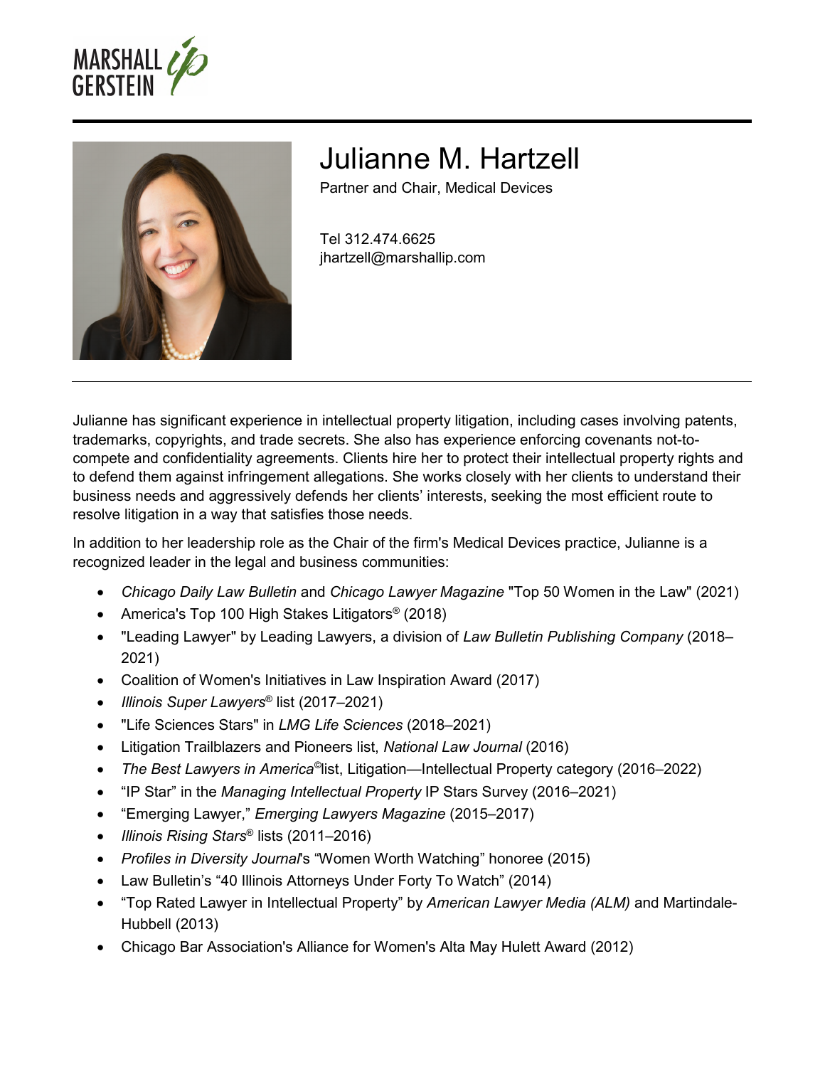# Julianne M. Hartzell

Partner and Chair, Medical Devices

Tel 312.474.6625
jhartzell@marshallip.com

Julianne has significant experience in intellectual property litigation, including cases involving patents, trademarks, copyrights, and trade secrets. She also has experience enforcing covenants not-to-compete and confidentiality agreements. Clients hire her to protect their intellectual property rights and to defend them against infringement allegations. She works closely with her clients to understand their business needs and aggressively defends her clients' interests, seeking the most efficient route to resolve litigation in a way that satisfies those needs.

In addition to her leadership role as the Chair of the firm's Medical Devices practice, Julianne is a recognized leader in the legal and business communities:

- *Chicago Daily Law Bulletin* and *Chicago Lawyer Magazine* "Top 50 Women in the Law" (2021)
- America's Top 100 High Stakes Litigators® (2018)
- "Leading Lawyer" by Leading Lawyers, a division of *Law Bulletin Publishing Company* (2018–2021)
- Coalition of Women's Initiatives in Law Inspiration Award (2017)
- *Illinois Super Lawyers*® list (2017–2021)
- "Life Sciences Stars" in *LMG Life Sciences* (2018–2021)
- Litigation Trailblazers and Pioneers list, *National Law Journal* (2016)
- *The Best Lawyers in America*© list, Litigation—Intellectual Property category (2016–2022)
- "IP Star" in the *Managing Intellectual Property* IP Stars Survey (2016–2021)
- "Emerging Lawyer," *Emerging Lawyers Magazine* (2015–2017)
- *Illinois Rising Stars*® lists (2011–2016)
- *Profiles in Diversity Journal*'s "Women Worth Watching" honoree (2015)
- Law Bulletin's "40 Illinois Attorneys Under Forty To Watch" (2014)
- "Top Rated Lawyer in Intellectual Property" by *American Lawyer Media (ALM)* and Martindale-Hubbell (2013)
- Chicago Bar Association's Alliance for Women's Alta May Hulett Award (2012)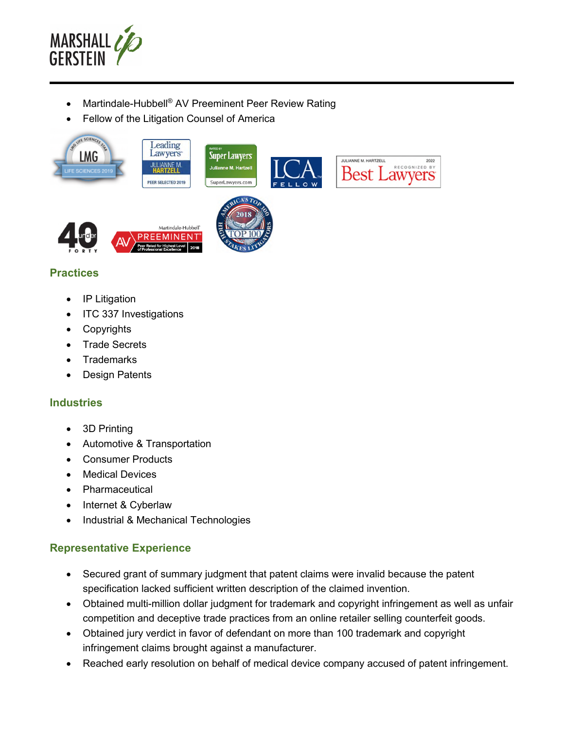- Martindale-Hubbell® AV Preeminent Peer Review Rating
- Fellow of the Litigation Counsel of America

## Practices

- IP Litigation
- ITC 337 Investigations
- Copyrights
- Trade Secrets
- Trademarks
- Design Patents

## Industries

- 3D Printing
- Automotive & Transportation
- Consumer Products
- Medical Devices
- Pharmaceutical
- Internet & Cyberlaw
- Industrial & Mechanical Technologies

## Representative Experience

- Secured grant of summary judgment that patent claims were invalid because the patent specification lacked sufficient written description of the claimed invention.
- Obtained multi-million dollar judgment for trademark and copyright infringement as well as unfair competition and deceptive trade practices from an online retailer selling counterfeit goods.
- Obtained jury verdict in favor of defendant on more than 100 trademark and copyright infringement claims brought against a manufacturer.
- Reached early resolution on behalf of medical device company accused of patent infringement.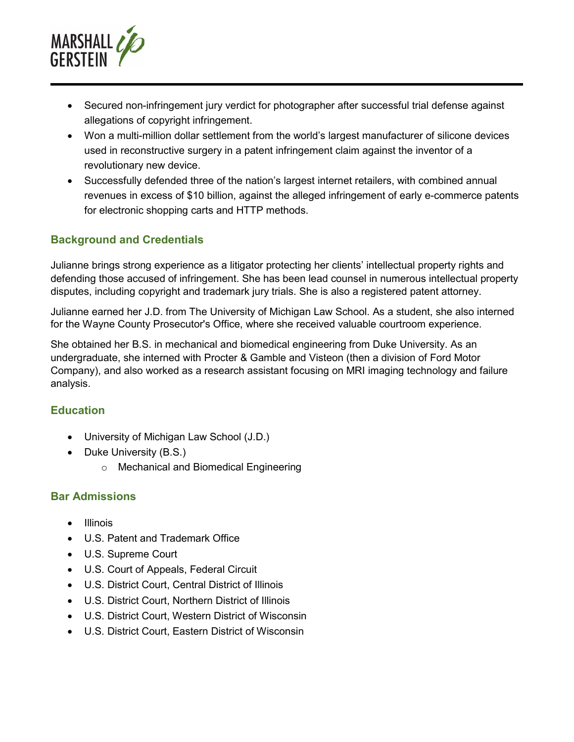- Secured non-infringement jury verdict for photographer after successful trial defense against allegations of copyright infringement.
- Won a multi-million dollar settlement from the world's largest manufacturer of silicone devices used in reconstructive surgery in a patent infringement claim against the inventor of a revolutionary new device.
- Successfully defended three of the nation's largest internet retailers, with combined annual revenues in excess of $10 billion, against the alleged infringement of early e-commerce patents for electronic shopping carts and HTTP methods.

## Background and Credentials

Julianne brings strong experience as a litigator protecting her clients' intellectual property rights and defending those accused of infringement. She has been lead counsel in numerous intellectual property disputes, including copyright and trademark jury trials. She is also a registered patent attorney.

Julianne earned her J.D. from The University of Michigan Law School. As a student, she also interned for the Wayne County Prosecutor's Office, where she received valuable courtroom experience.

She obtained her B.S. in mechanical and biomedical engineering from Duke University. As an undergraduate, she interned with Procter & Gamble and Visteon (then a division of Ford Motor Company), and also worked as a research assistant focusing on MRI imaging technology and failure analysis.

## Education

- University of Michigan Law School (J.D.)
- Duke University (B.S.)
  - Mechanical and Biomedical Engineering

## Bar Admissions

- Illinois
- U.S. Patent and Trademark Office
- U.S. Supreme Court
- U.S. Court of Appeals, Federal Circuit
- U.S. District Court, Central District of Illinois
- U.S. District Court, Northern District of Illinois
- U.S. District Court, Western District of Wisconsin
- U.S. District Court, Eastern District of Wisconsin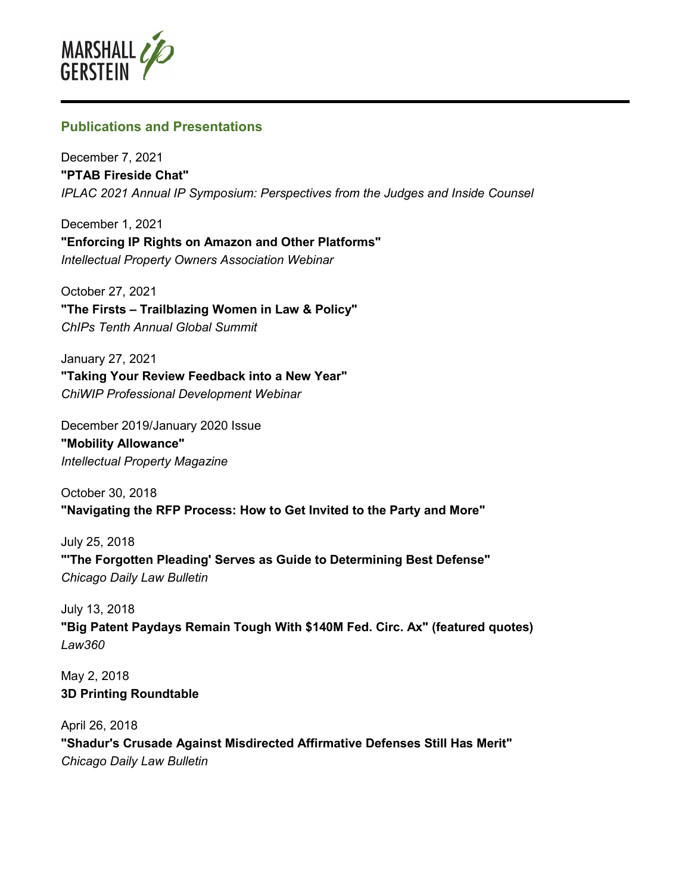## Publications and Presentations

December 7, 2021
**"PTAB Fireside Chat"**
*IPLAC 2021 Annual IP Symposium: Perspectives from the Judges and Inside Counsel*

December 1, 2021
**"Enforcing IP Rights on Amazon and Other Platforms"**
*Intellectual Property Owners Association Webinar*

October 27, 2021
**"The Firsts – Trailblazing Women in Law & Policy"**
*ChIPs Tenth Annual Global Summit*

January 27, 2021
**"Taking Your Review Feedback into a New Year"**
*ChiWIP Professional Development Webinar*

December 2019/January 2020 Issue
**"Mobility Allowance"**
*Intellectual Property Magazine*

October 30, 2018
**"Navigating the RFP Process: How to Get Invited to the Party and More"**

July 25, 2018
**"'The Forgotten Pleading' Serves as Guide to Determining Best Defense"**
*Chicago Daily Law Bulletin*

July 13, 2018
**"Big Patent Paydays Remain Tough With $140M Fed. Circ. Ax" (featured quotes)**
*Law360*

May 2, 2018
**3D Printing Roundtable**

April 26, 2018
**"Shadur's Crusade Against Misdirected Affirmative Defenses Still Has Merit"**
*Chicago Daily Law Bulletin*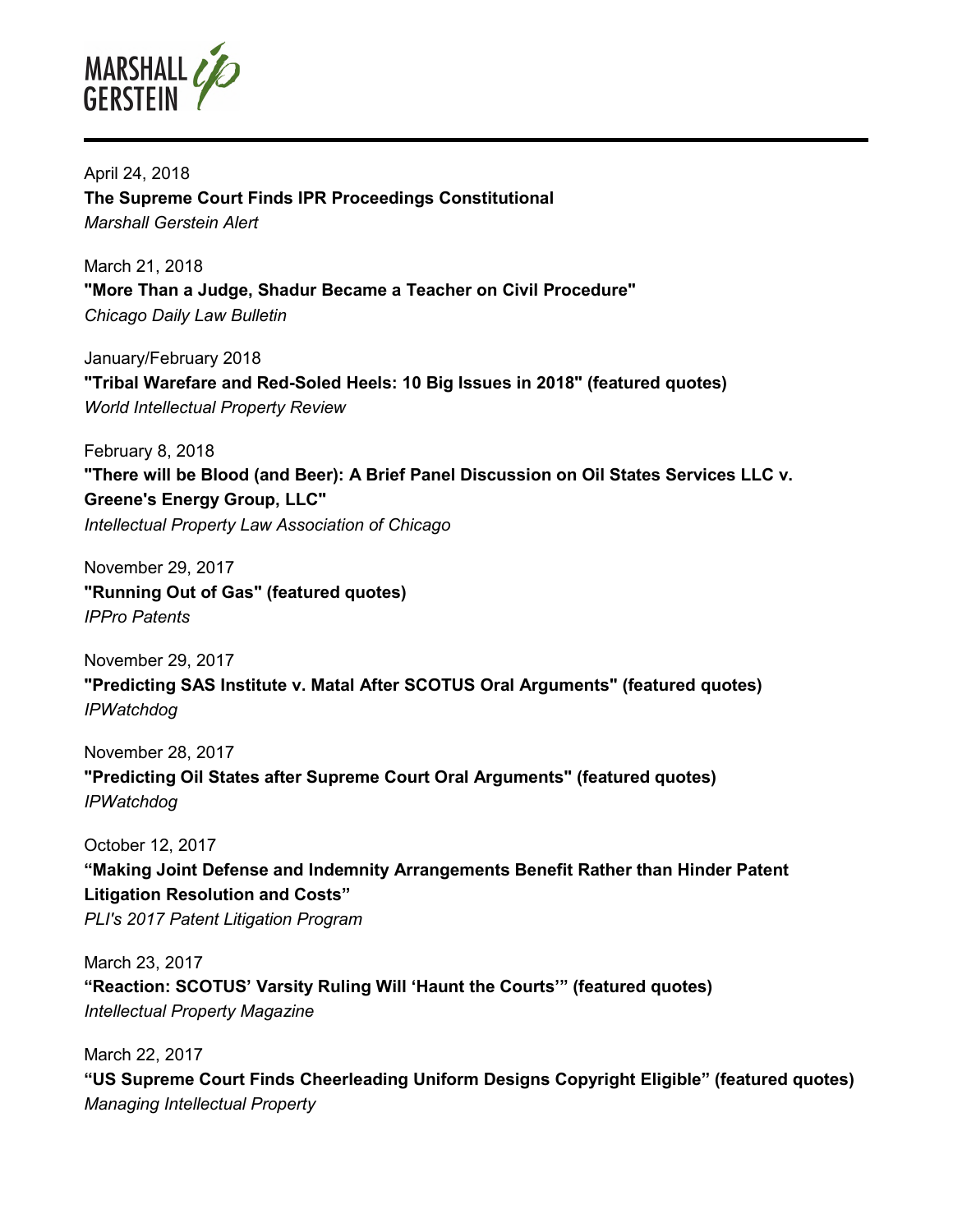April 24, 2018
**The Supreme Court Finds IPR Proceedings Constitutional**
*Marshall Gerstein Alert*

March 21, 2018
**"More Than a Judge, Shadur Became a Teacher on Civil Procedure"**
*Chicago Daily Law Bulletin*

January/February 2018
**"Tribal Warefare and Red-Soled Heels: 10 Big Issues in 2018" (featured quotes)**
*World Intellectual Property Review*

February 8, 2018
**"There will be Blood (and Beer): A Brief Panel Discussion on Oil States Services LLC v. Greene's Energy Group, LLC"**
*Intellectual Property Law Association of Chicago*

November 29, 2017
**"Running Out of Gas" (featured quotes)**
*IPPro Patents*

November 29, 2017
**"Predicting SAS Institute v. Matal After SCOTUS Oral Arguments" (featured quotes)**
*IPWatchdog*

November 28, 2017
**"Predicting Oil States after Supreme Court Oral Arguments" (featured quotes)**
*IPWatchdog*

October 12, 2017
**“Making Joint Defense and Indemnity Arrangements Benefit Rather than Hinder Patent Litigation Resolution and Costs”**
*PLI's 2017 Patent Litigation Program*

March 23, 2017
**“Reaction: SCOTUS’ Varsity Ruling Will ‘Haunt the Courts’” (featured quotes)**
*Intellectual Property Magazine*

March 22, 2017
**“US Supreme Court Finds Cheerleading Uniform Designs Copyright Eligible” (featured quotes)**
*Managing Intellectual Property*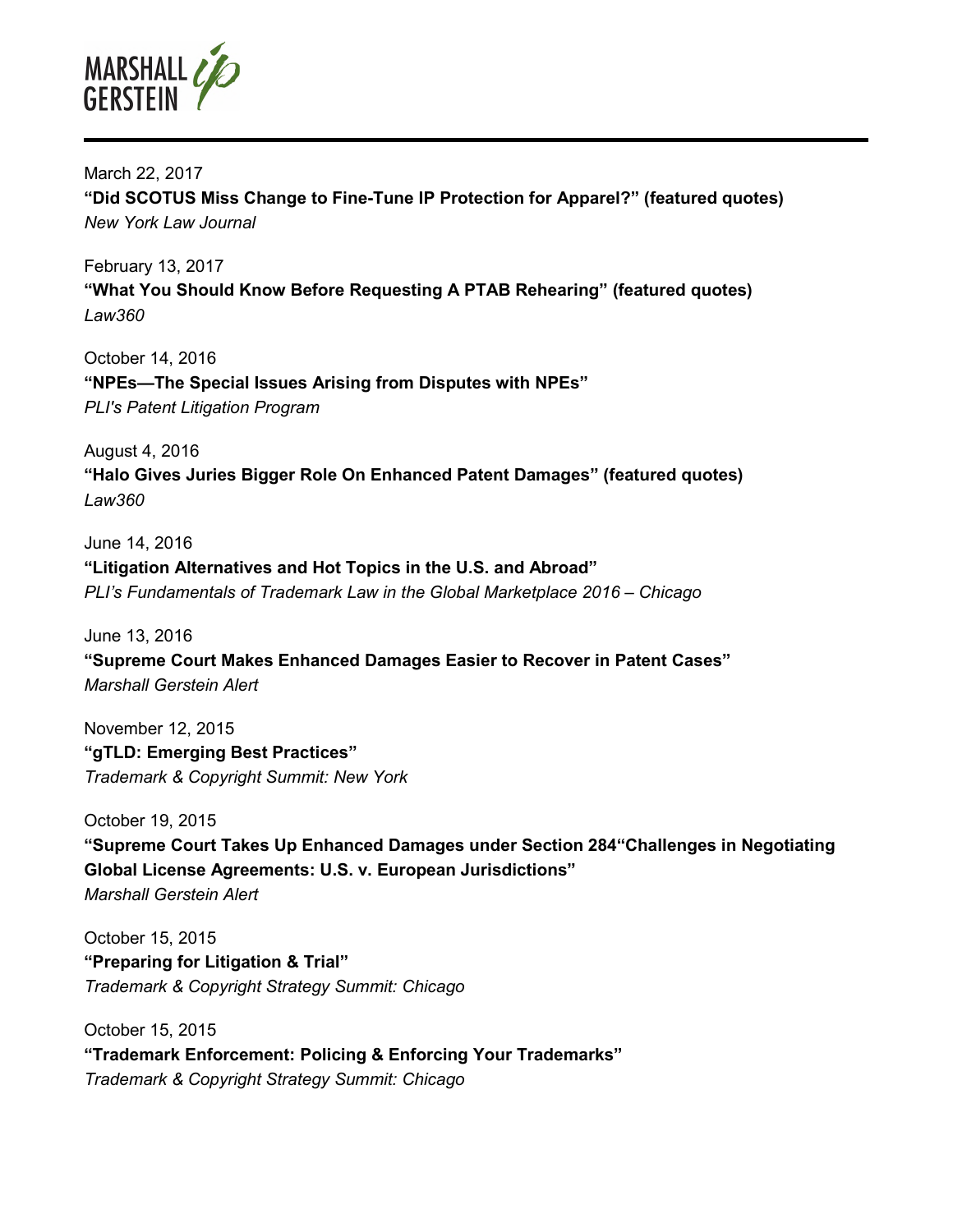March 22, 2017
**"Did SCOTUS Miss Change to Fine-Tune IP Protection for Apparel?" (featured quotes)**
*New York Law Journal*

February 13, 2017
**"What You Should Know Before Requesting A PTAB Rehearing" (featured quotes)**
*Law360*

October 14, 2016
**"NPEs—The Special Issues Arising from Disputes with NPEs"**
*PLI's Patent Litigation Program*

August 4, 2016
**"Halo Gives Juries Bigger Role On Enhanced Patent Damages" (featured quotes)**
*Law360*

June 14, 2016
**"Litigation Alternatives and Hot Topics in the U.S. and Abroad"**
*PLI's Fundamentals of Trademark Law in the Global Marketplace 2016 – Chicago*

June 13, 2016
**"Supreme Court Makes Enhanced Damages Easier to Recover in Patent Cases"**
*Marshall Gerstein Alert*

November 12, 2015
**"gTLD: Emerging Best Practices"**
*Trademark & Copyright Summit: New York*

October 19, 2015
**"Supreme Court Takes Up Enhanced Damages under Section 284"Challenges in Negotiating Global License Agreements: U.S. v. European Jurisdictions"**
*Marshall Gerstein Alert*

October 15, 2015
**"Preparing for Litigation & Trial"**
*Trademark & Copyright Strategy Summit: Chicago*

October 15, 2015
**"Trademark Enforcement: Policing & Enforcing Your Trademarks"**
*Trademark & Copyright Strategy Summit: Chicago*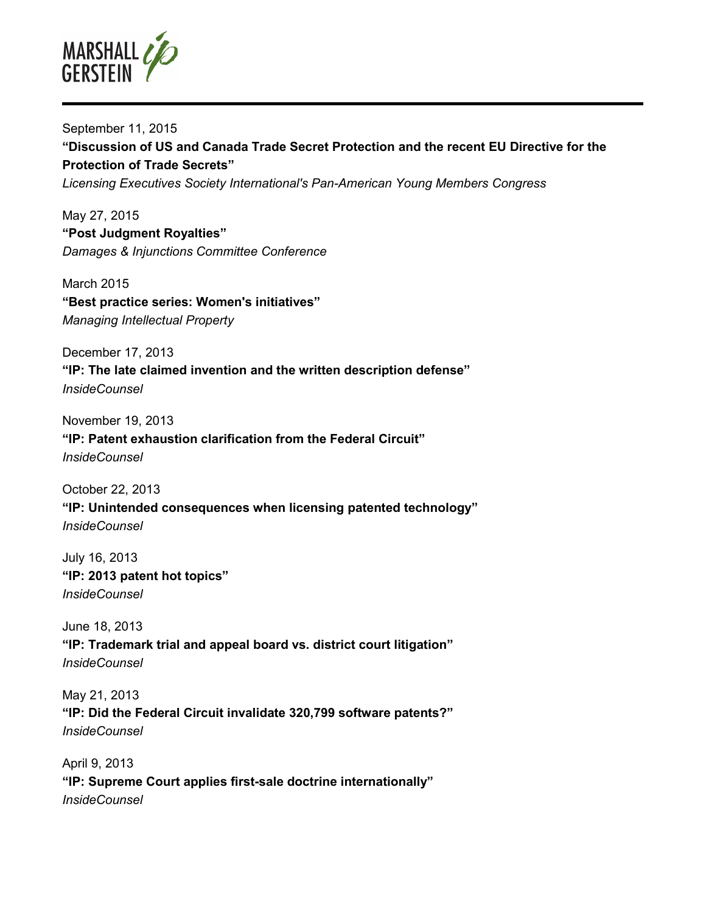September 11, 2015
**“Discussion of US and Canada Trade Secret Protection and the recent EU Directive for the Protection of Trade Secrets”**
*Licensing Executives Society International's Pan-American Young Members Congress*

May 27, 2015
**“Post Judgment Royalties”**
*Damages & Injunctions Committee Conference*

March 2015
**“Best practice series: Women's initiatives”**
*Managing Intellectual Property*

December 17, 2013
**“IP: The late claimed invention and the written description defense”**
*InsideCounsel*

November 19, 2013
**“IP: Patent exhaustion clarification from the Federal Circuit”**
*InsideCounsel*

October 22, 2013
**“IP: Unintended consequences when licensing patented technology”**
*InsideCounsel*

July 16, 2013
**“IP: 2013 patent hot topics”**
*InsideCounsel*

June 18, 2013
**“IP: Trademark trial and appeal board vs. district court litigation”**
*InsideCounsel*

May 21, 2013
**“IP: Did the Federal Circuit invalidate 320,799 software patents?”**
*InsideCounsel*

April 9, 2013
**“IP: Supreme Court applies first-sale doctrine internationally”**
*InsideCounsel*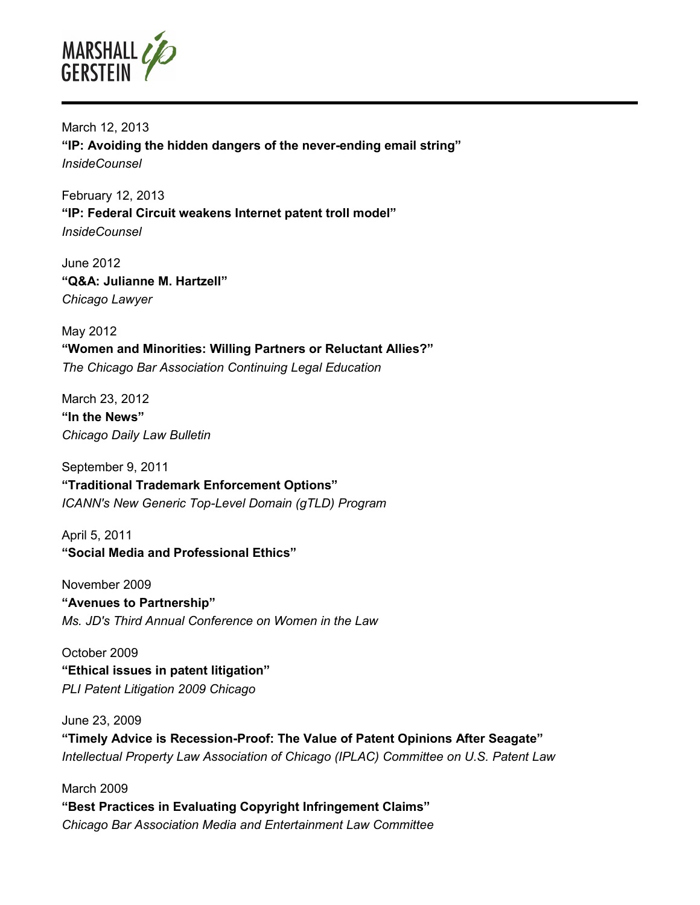March 12, 2013
**"IP: Avoiding the hidden dangers of the never-ending email string"**
*InsideCounsel*

February 12, 2013
**"IP: Federal Circuit weakens Internet patent troll model"**
*InsideCounsel*

June 2012
**"Q&A: Julianne M. Hartzell"**
*Chicago Lawyer*

May 2012
**"Women and Minorities: Willing Partners or Reluctant Allies?"**
*The Chicago Bar Association Continuing Legal Education*

March 23, 2012
**"In the News"**
*Chicago Daily Law Bulletin*

September 9, 2011
**"Traditional Trademark Enforcement Options"**
*ICANN's New Generic Top-Level Domain (gTLD) Program*

April 5, 2011
**"Social Media and Professional Ethics"**

November 2009
**"Avenues to Partnership"**
*Ms. JD's Third Annual Conference on Women in the Law*

October 2009
**"Ethical issues in patent litigation"**
*PLI Patent Litigation 2009 Chicago*

June 23, 2009
**"Timely Advice is Recession-Proof: The Value of Patent Opinions After Seagate"**
*Intellectual Property Law Association of Chicago (IPLAC) Committee on U.S. Patent Law*

March 2009
**"Best Practices in Evaluating Copyright Infringement Claims"**
*Chicago Bar Association Media and Entertainment Law Committee*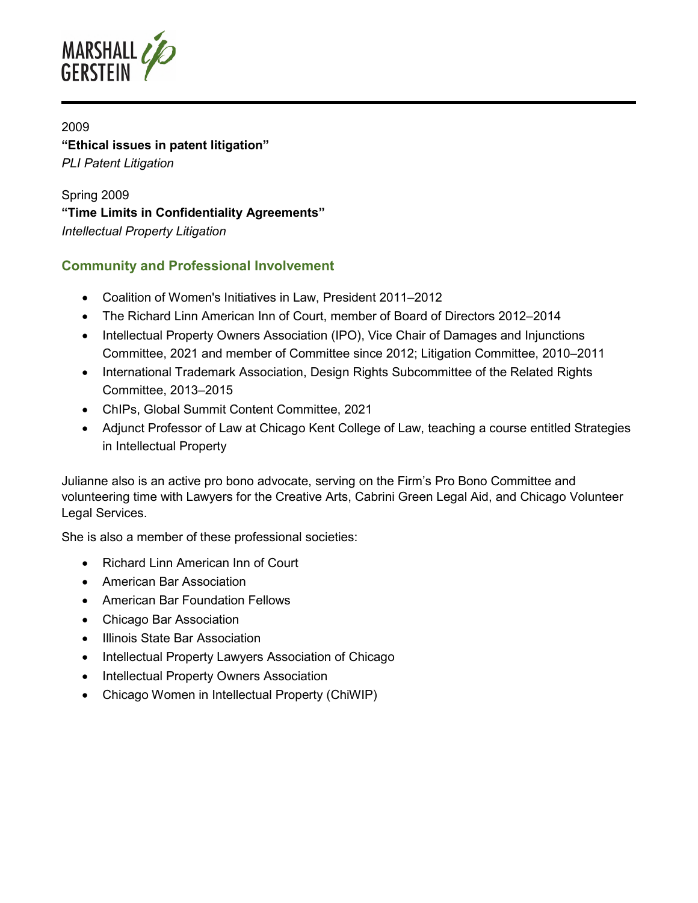2009
**"Ethical issues in patent litigation"**
*PLI Patent Litigation*

Spring 2009
**"Time Limits in Confidentiality Agreements"**
*Intellectual Property Litigation*

## Community and Professional Involvement

- Coalition of Women's Initiatives in Law, President 2011–2012
- The Richard Linn American Inn of Court, member of Board of Directors 2012–2014
- Intellectual Property Owners Association (IPO), Vice Chair of Damages and Injunctions Committee, 2021 and member of Committee since 2012; Litigation Committee, 2010–2011
- International Trademark Association, Design Rights Subcommittee of the Related Rights Committee, 2013–2015
- ChIPs, Global Summit Content Committee, 2021
- Adjunct Professor of Law at Chicago Kent College of Law, teaching a course entitled Strategies in Intellectual Property

Julianne also is an active pro bono advocate, serving on the Firm's Pro Bono Committee and volunteering time with Lawyers for the Creative Arts, Cabrini Green Legal Aid, and Chicago Volunteer Legal Services.

She is also a member of these professional societies:

- Richard Linn American Inn of Court
- American Bar Association
- American Bar Foundation Fellows
- Chicago Bar Association
- Illinois State Bar Association
- Intellectual Property Lawyers Association of Chicago
- Intellectual Property Owners Association
- Chicago Women in Intellectual Property (ChiWIP)